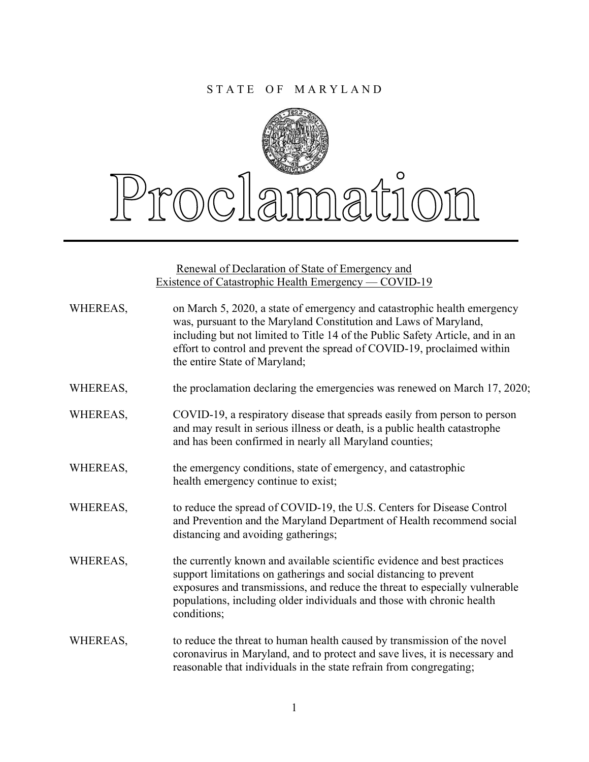STATE OF MARYLAND

# Proclamation

Renewal of Declaration of State of Emergency and Existence of Catastrophic Health Emergency — COVID-19

WHEREAS, on March 5, 2020, a state of emergency and catastrophic health emergency was, pursuant to the Maryland Constitution and Laws of Maryland, including but not limited to Title 14 of the Public Safety Article, and in an effort to control and prevent the spread of COVID-19, proclaimed within the entire State of Maryland;

WHEREAS, the proclamation declaring the emergencies was renewed on March 17, 2020;

WHEREAS, COVID-19, a respiratory disease that spreads easily from person to person and may result in serious illness or death, is a public health catastrophe and has been confirmed in nearly all Maryland counties;

WHEREAS, the emergency conditions, state of emergency, and catastrophic health emergency continue to exist;

WHEREAS, to reduce the spread of COVID-19, the U.S. Centers for Disease Control and Prevention and the Maryland Department of Health recommend social distancing and avoiding gatherings;

WHEREAS, the currently known and available scientific evidence and best practices support limitations on gatherings and social distancing to prevent exposures and transmissions, and reduce the threat to especially vulnerable populations, including older individuals and those with chronic health conditions;

WHEREAS, to reduce the threat to human health caused by transmission of the novel coronavirus in Maryland, and to protect and save lives, it is necessary and reasonable that individuals in the state refrain from congregating;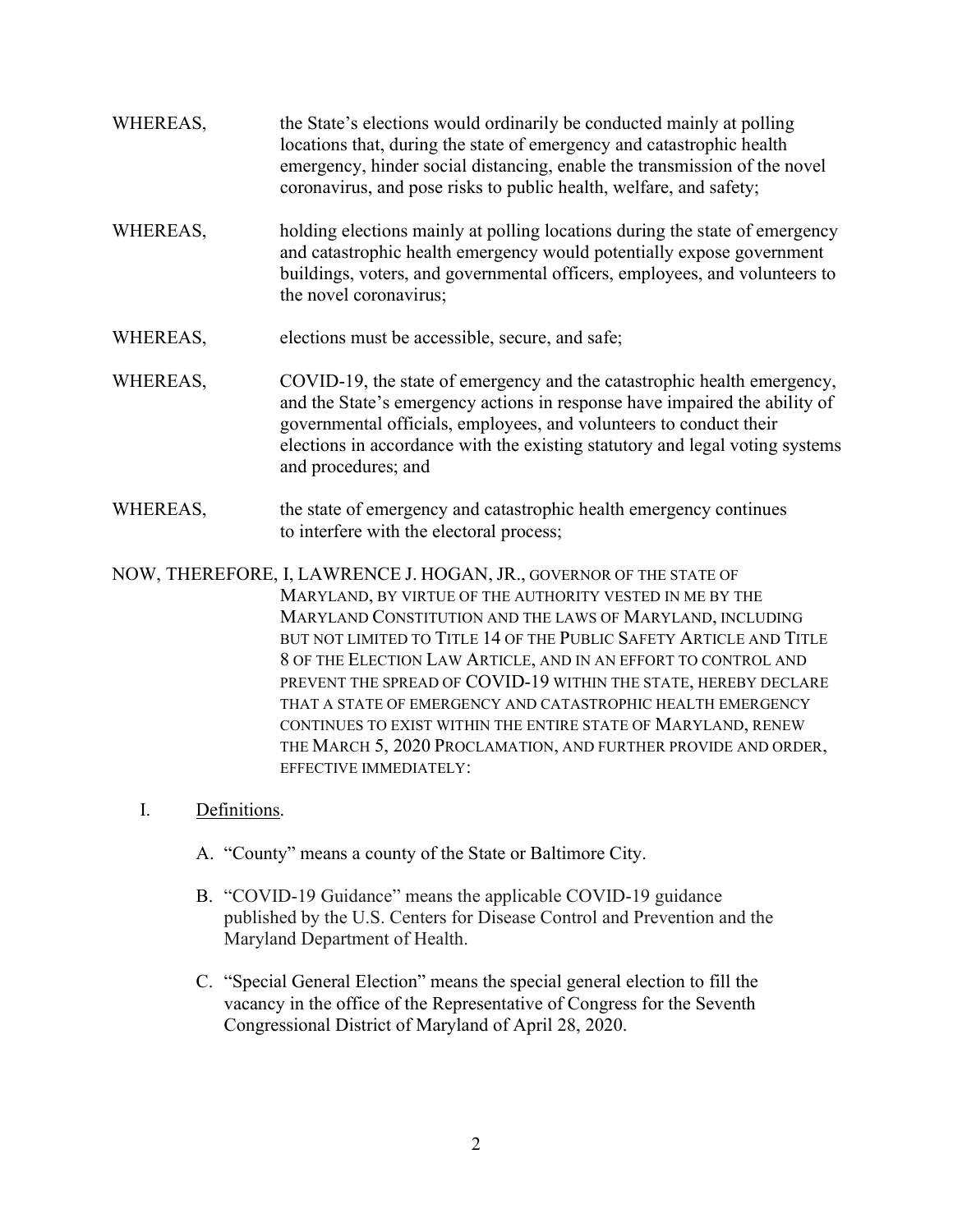WHEREAS, the State's elections would ordinarily be conducted mainly at polling locations that, during the state of emergency and catastrophic health emergency, hinder social distancing, enable the transmission of the novel coronavirus, and pose risks to public health, welfare, and safety;

WHEREAS, holding elections mainly at polling locations during the state of emergency and catastrophic health emergency would potentially expose government buildings, voters, and governmental officers, employees, and volunteers to the novel coronavirus;

WHEREAS, elections must be accessible, secure, and safe;

WHEREAS, COVID-19, the state of emergency and the catastrophic health emergency, and the State's emergency actions in response have impaired the ability of governmental officials, employees, and volunteers to conduct their elections in accordance with the existing statutory and legal voting systems and procedures; and

WHEREAS, the state of emergency and catastrophic health emergency continues to interfere with the electoral process;

NOW, THEREFORE, I, LAWRENCE J. HOGAN, JR., GOVERNOR OF THE STATE OF MARYLAND, BY VIRTUE OF THE AUTHORITY VESTED IN ME BY THE MARYLAND CONSTITUTION AND THE LAWS OF MARYLAND, INCLUDING BUT NOT LIMITED TO TITLE 14 OF THE PUBLIC SAFETY ARTICLE AND TITLE 8 OF THE ELECTION LAW ARTICLE, AND IN AN EFFORT TO CONTROL AND PREVENT THE SPREAD OF COVID-19 WITHIN THE STATE, HEREBY DECLARE THAT A STATE OF EMERGENCY AND CATASTROPHIC HEALTH EMERGENCY CONTINUES TO EXIST WITHIN THE ENTIRE STATE OF MARYLAND, RENEW THE MARCH 5, 2020 PROCLAMATION, AND FURTHER PROVIDE AND ORDER, EFFECTIVE IMMEDIATELY:

I. Definitions.

A. "County" means a county of the State or Baltimore City.

B. "COVID-19 Guidance" means the applicable COVID-19 guidance published by the U.S. Centers for Disease Control and Prevention and the Maryland Department of Health.

C. "Special General Election" means the special general election to fill the vacancy in the office of the Representative of Congress for the Seventh Congressional District of Maryland of April 28, 2020.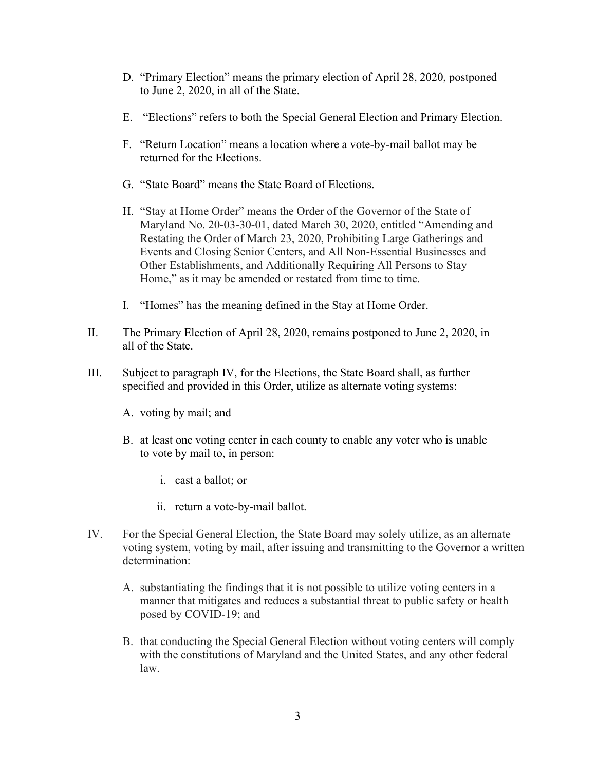D. "Primary Election" means the primary election of April 28, 2020, postponed to June 2, 2020, in all of the State.

E. "Elections" refers to both the Special General Election and Primary Election.

F. "Return Location" means a location where a vote-by-mail ballot may be returned for the Elections.

G. "State Board" means the State Board of Elections.

H. "Stay at Home Order" means the Order of the Governor of the State of Maryland No. 20-03-30-01, dated March 30, 2020, entitled "Amending and Restating the Order of March 23, 2020, Prohibiting Large Gatherings and Events and Closing Senior Centers, and All Non-Essential Businesses and Other Establishments, and Additionally Requiring All Persons to Stay Home," as it may be amended or restated from time to time.

I. "Homes" has the meaning defined in the Stay at Home Order.

II. The Primary Election of April 28, 2020, remains postponed to June 2, 2020, in all of the State.

III. Subject to paragraph IV, for the Elections, the State Board shall, as further specified and provided in this Order, utilize as alternate voting systems:

A. voting by mail; and

B. at least one voting center in each county to enable any voter who is unable to vote by mail to, in person:

i. cast a ballot; or

ii. return a vote-by-mail ballot.

IV. For the Special General Election, the State Board may solely utilize, as an alternate voting system, voting by mail, after issuing and transmitting to the Governor a written determination:

A. substantiating the findings that it is not possible to utilize voting centers in a manner that mitigates and reduces a substantial threat to public safety or health posed by COVID-19; and

B. that conducting the Special General Election without voting centers will comply with the constitutions of Maryland and the United States, and any other federal law.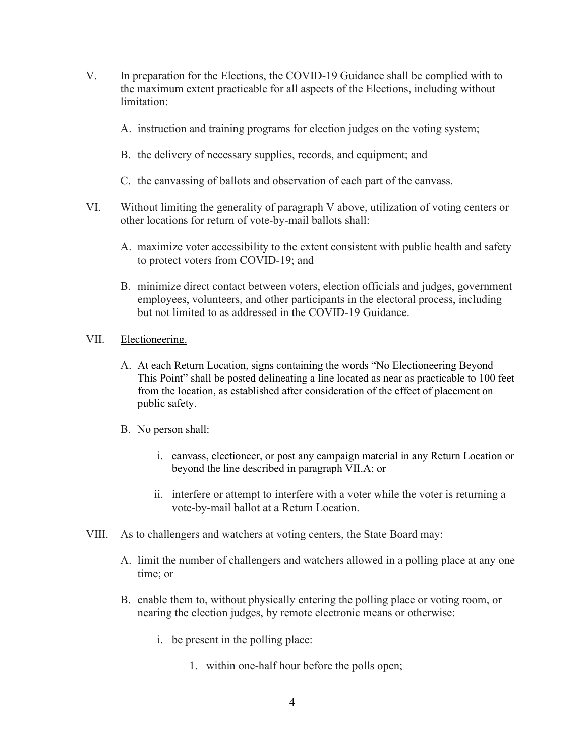V. In preparation for the Elections, the COVID-19 Guidance shall be complied with to the maximum extent practicable for all aspects of the Elections, including without limitation:

   A. instruction and training programs for election judges on the voting system;

   B. the delivery of necessary supplies, records, and equipment; and

   C. the canvassing of ballots and observation of each part of the canvass.

VI. Without limiting the generality of paragraph V above, utilization of voting centers or other locations for return of vote-by-mail ballots shall:

   A. maximize voter accessibility to the extent consistent with public health and safety to protect voters from COVID-19; and

   B. minimize direct contact between voters, election officials and judges, government employees, volunteers, and other participants in the electoral process, including but not limited to as addressed in the COVID-19 Guidance.

VII. <u>Electioneering.</u>

   A. At each Return Location, signs containing the words "No Electioneering Beyond This Point" shall be posted delineating a line located as near as practicable to 100 feet from the location, as established after consideration of the effect of placement on public safety.

   B. No person shall:

      i. canvass, electioneer, or post any campaign material in any Return Location or beyond the line described in paragraph VII.A; or

      ii. interfere or attempt to interfere with a voter while the voter is returning a vote-by-mail ballot at a Return Location.

VIII. As to challengers and watchers at voting centers, the State Board may:

   A. limit the number of challengers and watchers allowed in a polling place at any one time; or

   B. enable them to, without physically entering the polling place or voting room, or nearing the election judges, by remote electronic means or otherwise:

      i. be present in the polling place:

         1. within one-half hour before the polls open;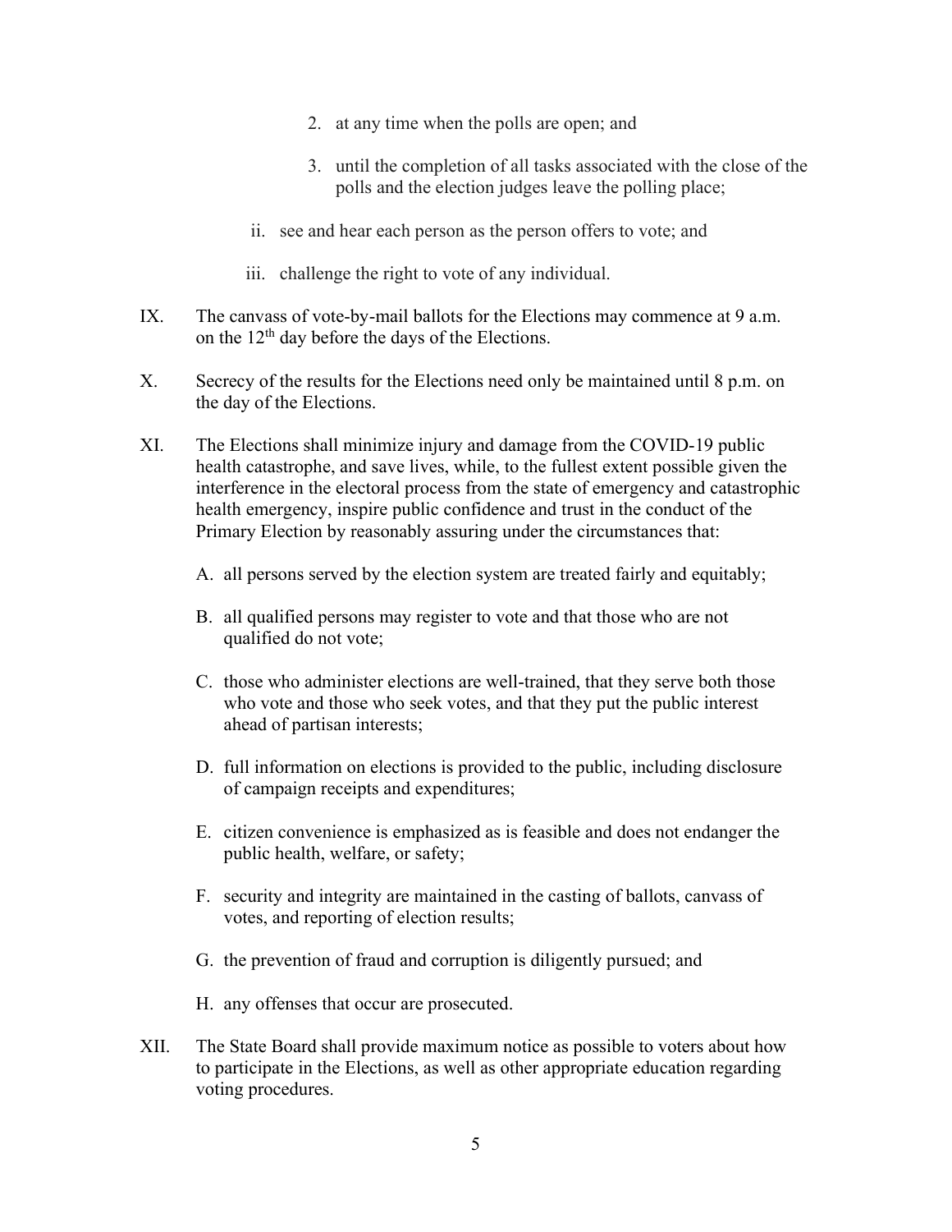2. at any time when the polls are open; and

3. until the completion of all tasks associated with the close of the polls and the election judges leave the polling place;

ii. see and hear each person as the person offers to vote; and

iii. challenge the right to vote of any individual.

IX. The canvass of vote-by-mail ballots for the Elections may commence at 9 a.m. on the 12th day before the days of the Elections.

X. Secrecy of the results for the Elections need only be maintained until 8 p.m. on the day of the Elections.

XI. The Elections shall minimize injury and damage from the COVID-19 public health catastrophe, and save lives, while, to the fullest extent possible given the interference in the electoral process from the state of emergency and catastrophic health emergency, inspire public confidence and trust in the conduct of the Primary Election by reasonably assuring under the circumstances that:

A. all persons served by the election system are treated fairly and equitably;

B. all qualified persons may register to vote and that those who are not qualified do not vote;

C. those who administer elections are well-trained, that they serve both those who vote and those who seek votes, and that they put the public interest ahead of partisan interests;

D. full information on elections is provided to the public, including disclosure of campaign receipts and expenditures;

E. citizen convenience is emphasized as is feasible and does not endanger the public health, welfare, or safety;

F. security and integrity are maintained in the casting of ballots, canvass of votes, and reporting of election results;

G. the prevention of fraud and corruption is diligently pursued; and

H. any offenses that occur are prosecuted.

XII. The State Board shall provide maximum notice as possible to voters about how to participate in the Elections, as well as other appropriate education regarding voting procedures.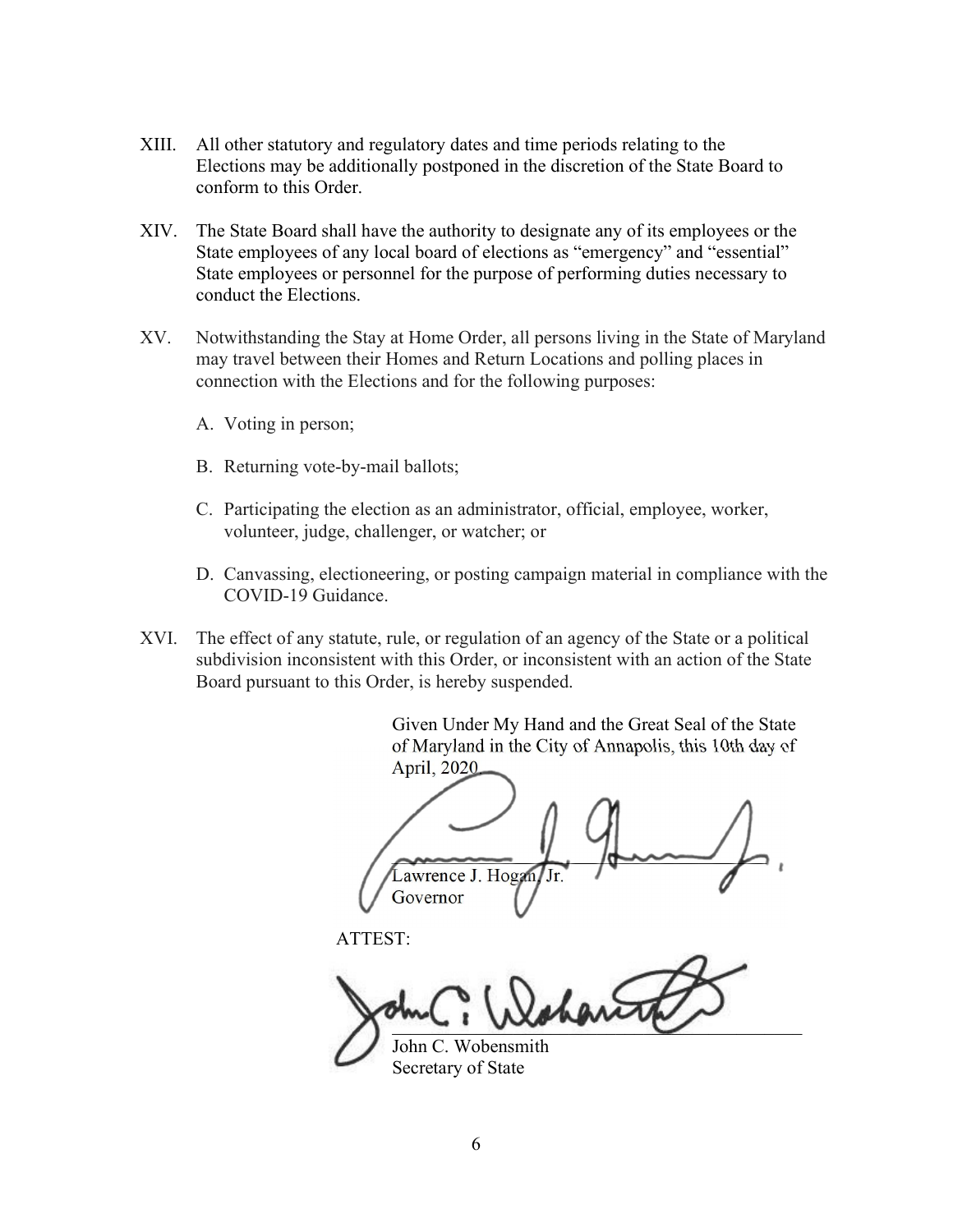XIII. All other statutory and regulatory dates and time periods relating to the Elections may be additionally postponed in the discretion of the State Board to conform to this Order.

XIV. The State Board shall have the authority to designate any of its employees or the State employees of any local board of elections as "emergency" and "essential" State employees or personnel for the purpose of performing duties necessary to conduct the Elections.

XV. Notwithstanding the Stay at Home Order, all persons living in the State of Maryland may travel between their Homes and Return Locations and polling places in connection with the Elections and for the following purposes:

   A. Voting in person;

   B. Returning vote-by-mail ballots;

   C. Participating the election as an administrator, official, employee, worker, volunteer, judge, challenger, or watcher; or

   D. Canvassing, electioneering, or posting campaign material in compliance with the COVID-19 Guidance.

XVI. The effect of any statute, rule, or regulation of an agency of the State or a political subdivision inconsistent with this Order, or inconsistent with an action of the State Board pursuant to this Order, is hereby suspended.

Given Under My Hand and the Great Seal of the State of Maryland in the City of Annapolis, this 10th day of April, 2020.

Lawrence J. Hogan, Jr.
Governor

ATTEST:

John C. Wobensmith
Secretary of State